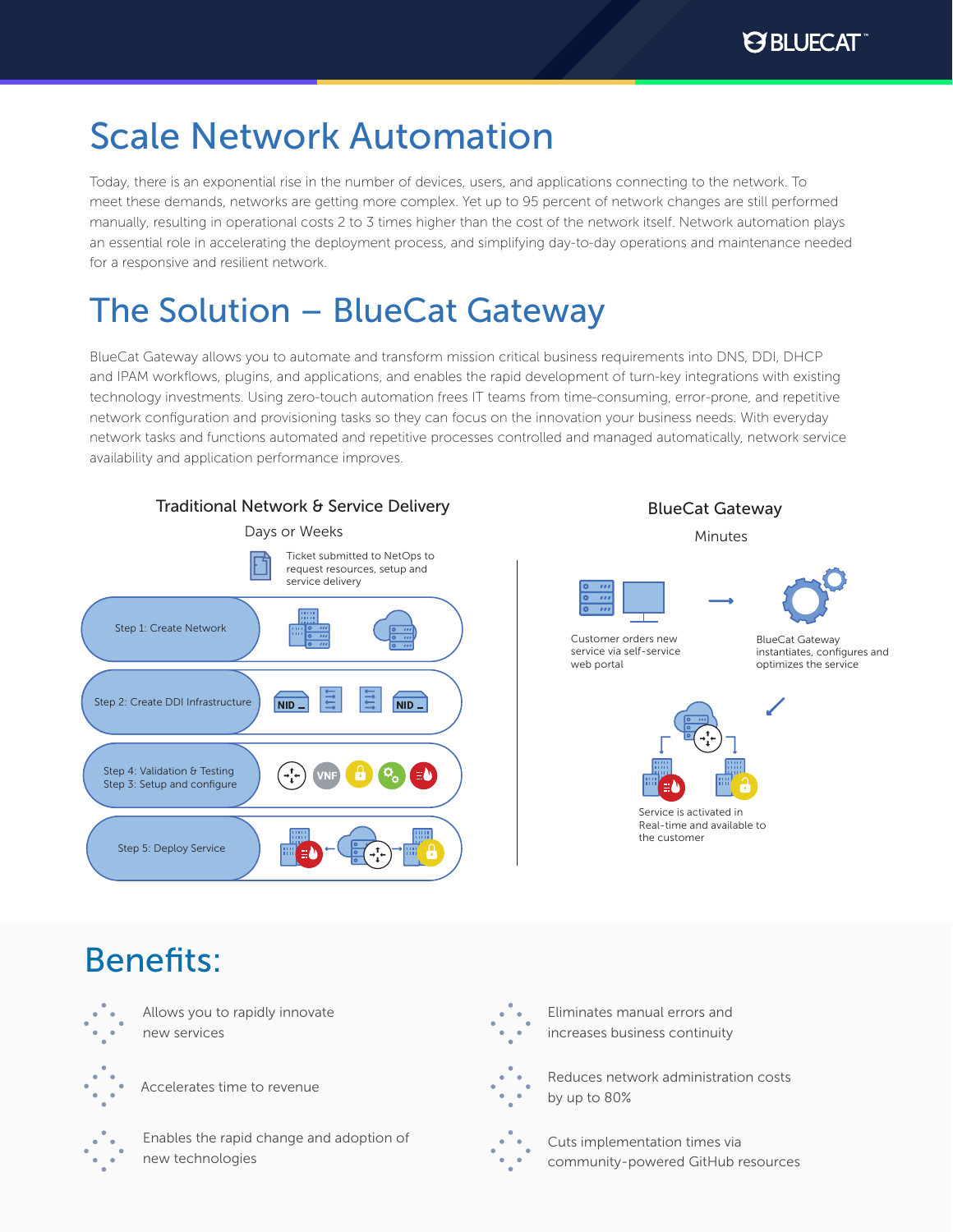# Scale Network Automation

Today, there is an exponential rise in the number of devices, users, and applications connecting to the network. To meet these demands, networks are getting more complex. Yet up to 95 percent of network changes are still performed manually, resulting in operational costs 2 to 3 times higher than the cost of the network itself. Network automation plays an essential role in accelerating the deployment process, and simplifying day-to-day operations and maintenance needed for a responsive and resilient network.

# The Solution – BlueCat Gateway

BlueCat Gateway allows you to automate and transform mission critical business requirements into DNS, DDI, DHCP and IPAM workflows, plugins, and applications, and enables the rapid development of turn-key integrations with existing technology investments. Using zero-touch automation frees IT teams from time-consuming, error-prone, and repetitive network configuration and provisioning tasks so they can focus on the innovation your business needs. With everyday network tasks and functions automated and repetitive processes controlled and managed automatically, network service availability and application performance improves.

**Traditional Network & Service Delivery**

Days or Weeks

Ticket submitted to NetOps to request resources, setup and service delivery

- Step 1: Create Network
- Step 2: Create DDI Infrastructure
- Step 3: Setup and configure
- Step 4: Validation & Testing
- Step 5: Deploy Service

**BlueCat Gateway**

Minutes

Customer orders new service via self-service web portal

BlueCat Gateway instantiates, configures and optimizes the service

Service is activated in Real-time and available to the customer

# Benefits:

- Allows you to rapidly innovate new services
- Accelerates time to revenue
- Enables the rapid change and adoption of new technologies
- Eliminates manual errors and increases business continuity
- Reduces network administration costs by up to 80%
- Cuts implementation times via community-powered GitHub resources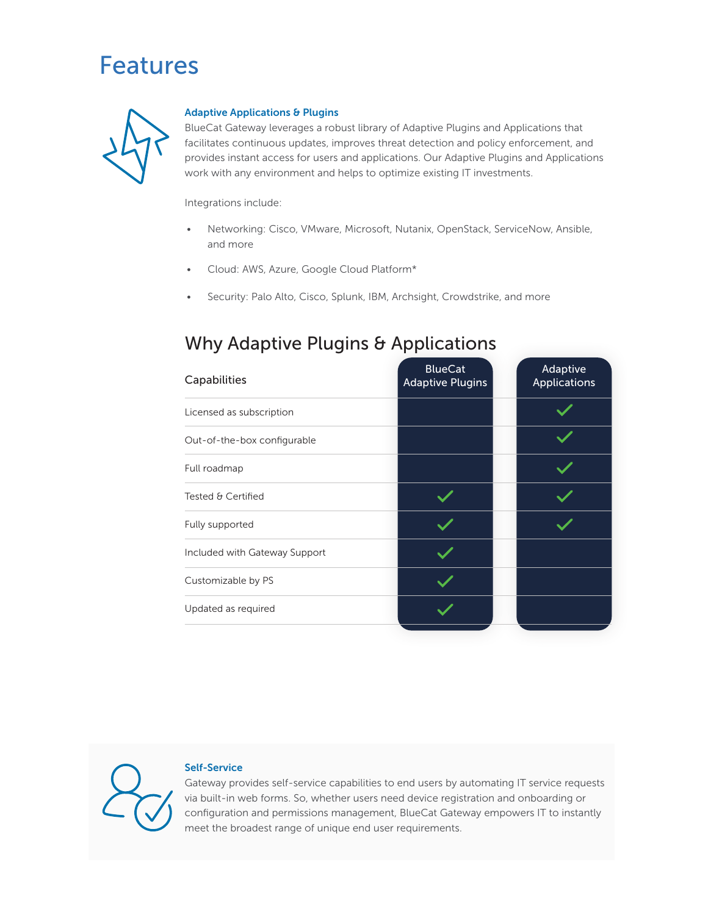# Features

### Adaptive Applications & Plugins

BlueCat Gateway leverages a robust library of Adaptive Plugins and Applications that facilitates continuous updates, improves threat detection and policy enforcement, and provides instant access for users and applications. Our Adaptive Plugins and Applications work with any environment and helps to optimize existing IT investments.

Integrations include:

- Networking: Cisco, VMware, Microsoft, Nutanix, OpenStack, ServiceNow, Ansible, and more
- Cloud: AWS, Azure, Google Cloud Platform*
- Security: Palo Alto, Cisco, Splunk, IBM, Archsight, Crowdstrike, and more

## Why Adaptive Plugins & Applications

| Capabilities | BlueCat Adaptive Plugins | Adaptive Applications |
|---|---|---|
| Licensed as subscription | | ✓ |
| Out-of-the-box configurable | | ✓ |
| Full roadmap | | ✓ |
| Tested & Certified | ✓ | ✓ |
| Fully supported | ✓ | ✓ |
| Included with Gateway Support | ✓ | |
| Customizable by PS | ✓ | |
| Updated as required | ✓ | |

### Self-Service

Gateway provides self-service capabilities to end users by automating IT service requests via built-in web forms. So, whether users need device registration and onboarding or configuration and permissions management, BlueCat Gateway empowers IT to instantly meet the broadest range of unique end user requirements.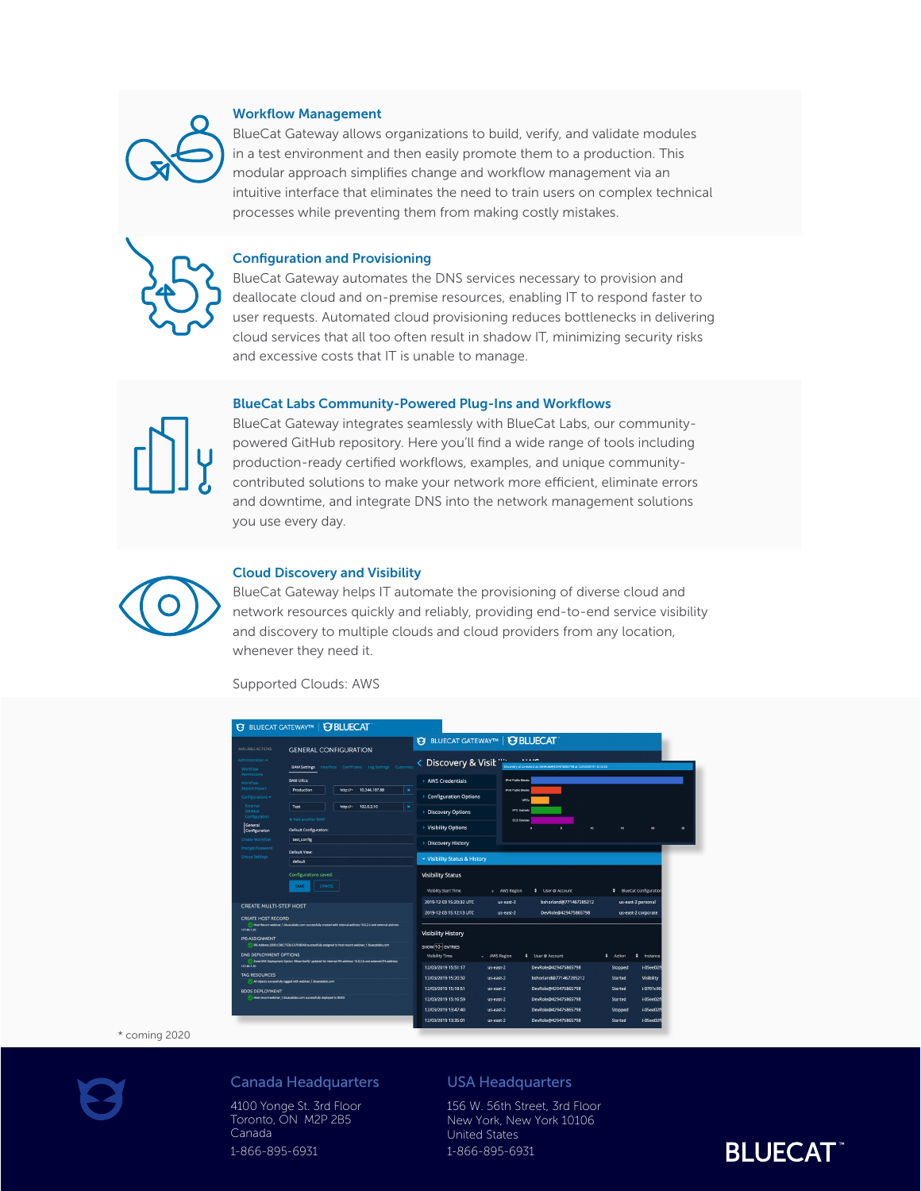### Workflow Management

BlueCat Gateway allows organizations to build, verify, and validate modules in a test environment and then easily promote them to a production. This modular approach simplifies change and workflow management via an intuitive interface that eliminates the need to train users on complex technical processes while preventing them from making costly mistakes.

### Configuration and Provisioning

BlueCat Gateway automates the DNS services necessary to provision and deallocate cloud and on-premise resources, enabling IT to respond faster to user requests. Automated cloud provisioning reduces bottlenecks in delivering cloud services that all too often result in shadow IT, minimizing security risks and excessive costs that IT is unable to manage.

### BlueCat Labs Community-Powered Plug-Ins and Workflows

BlueCat Gateway integrates seamlessly with BlueCat Labs, our community-powered GitHub repository. Here you'll find a wide range of tools including production-ready certified workflows, examples, and unique community-contributed solutions to make your network more efficient, eliminate errors and downtime, and integrate DNS into the network management solutions you use every day.

### Cloud Discovery and Visibility

BlueCat Gateway helps IT automate the provisioning of diverse cloud and network resources quickly and reliably, providing end-to-end service visibility and discovery to multiple clouds and cloud providers from any location, whenever they need it.

Supported Clouds: AWS

\* coming 2020

### Canada Headquarters

4100 Yonge St. 3rd Floor
Toronto, ON M2P 2B5
Canada

1-866-895-6931

### USA Headquarters

156 W. 56th Street, 3rd Floor
New York, New York 10106
United States

1-866-895-6931

BLUECAT™